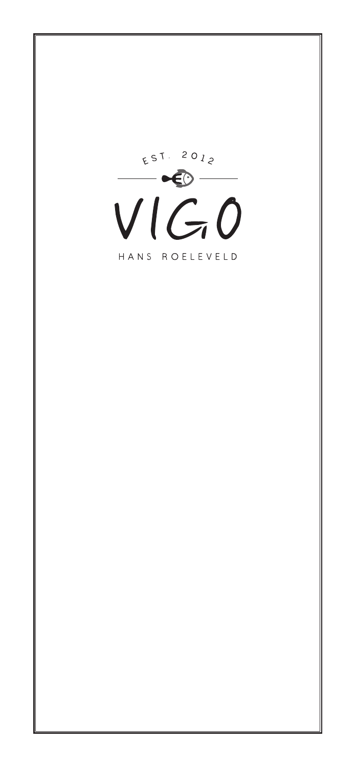EST. 2012

# VIGO

HANS ROELEVELD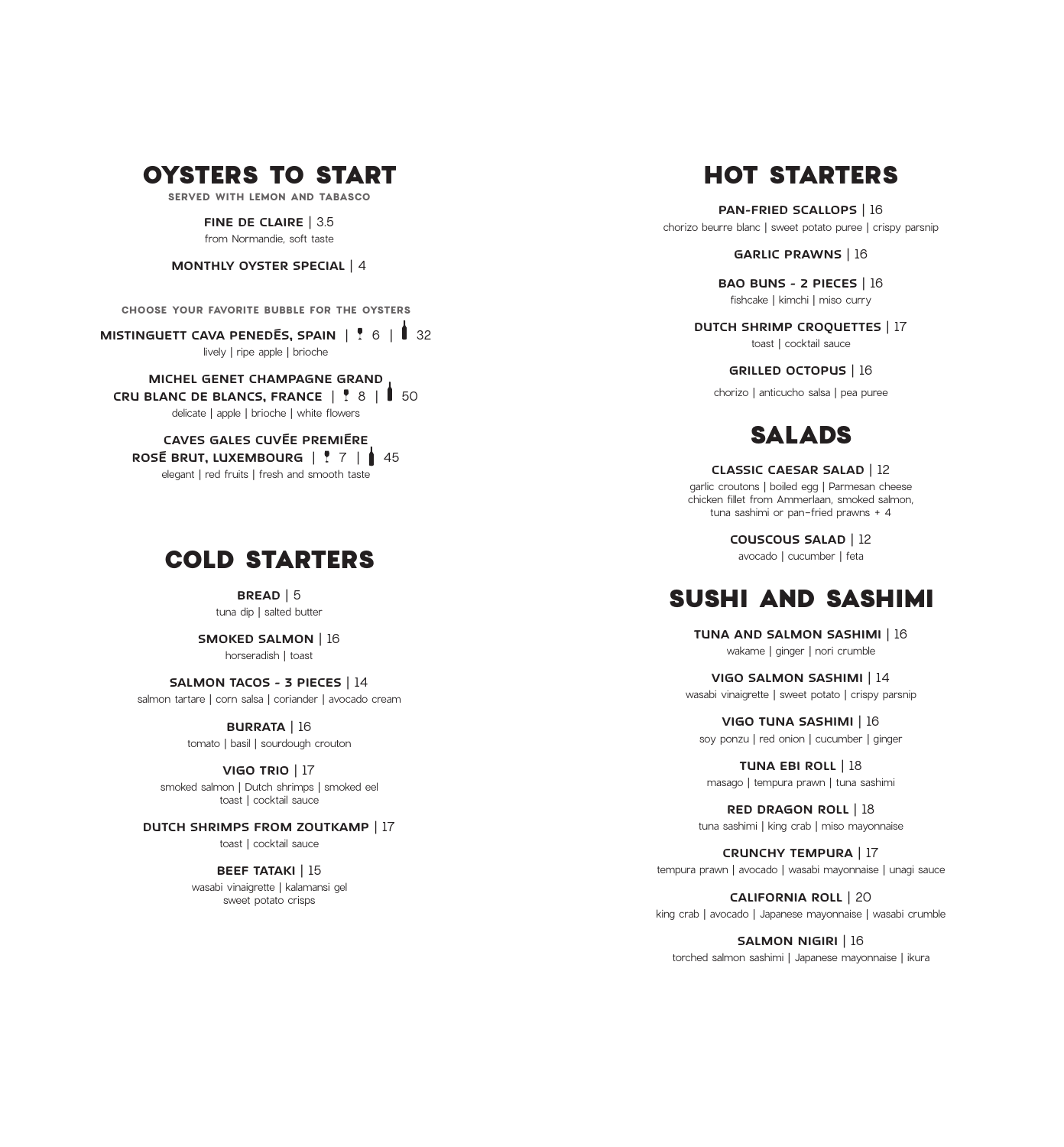## OYSTERS TO START

SERVED WITH LEMON AND TABASCO

**FINE DE CLAIRE** | 3.5
from Normandie, soft taste

**MONTHLY OYSTER SPECIAL** | 4

CHOOSE YOUR FAVORITE BUBBLE FOR THE OYSTERS

**MISTINGUETT CAVA PENEDÈS, SPAIN** | glass 6 | bottle 32
lively | ripe apple | brioche

**MICHEL GENET CHAMPAGNE GRAND CRU BLANC DE BLANCS, FRANCE** | glass 8 | bottle 50
delicate | apple | brioche | white flowers

**CAVES GALES CUVÉE PREMIÈRE ROSÉ BRUT, LUXEMBOURG** | glass 7 | bottle 45
elegant | red fruits | fresh and smooth taste

## COLD STARTERS

**BREAD** | 5
tuna dip | salted butter

**SMOKED SALMON** | 16
horseradish | toast

**SALMON TACOS - 3 PIECES** | 14
salmon tartare | corn salsa | coriander | avocado cream

**BURRATA** | 16
tomato | basil | sourdough crouton

**VIGO TRIO** | 17
smoked salmon | Dutch shrimps | smoked eel
toast | cocktail sauce

**DUTCH SHRIMPS FROM ZOUTKAMP** | 17
toast | cocktail sauce

**BEEF TATAKI** | 15
wasabi vinaigrette | kalamansi gel
sweet potato crisps

## HOT STARTERS

**PAN-FRIED SCALLOPS** | 16
chorizo beurre blanc | sweet potato puree | crispy parsnip

**GARLIC PRAWNS** | 16

**BAO BUNS - 2 PIECES** | 16
fishcake | kimchi | miso curry

**DUTCH SHRIMP CROQUETTES** | 17
toast | cocktail sauce

**GRILLED OCTOPUS** | 16
chorizo | anticucho salsa | pea puree

## SALADS

**CLASSIC CAESAR SALAD** | 12
garlic croutons | boiled egg | Parmesan cheese
chicken fillet from Ammerlaan, smoked salmon,
tuna sashimi or pan-fried prawns + 4

**COUSCOUS SALAD** | 12
avocado | cucumber | feta

## SUSHI AND SASHIMI

**TUNA AND SALMON SASHIMI** | 16
wakame | ginger | nori crumble

**VIGO SALMON SASHIMI** | 14
wasabi vinaigrette | sweet potato | crispy parsnip

**VIGO TUNA SASHIMI** | 16
soy ponzu | red onion | cucumber | ginger

**TUNA EBI ROLL** | 18
masago | tempura prawn | tuna sashimi

**RED DRAGON ROLL** | 18
tuna sashimi | king crab | miso mayonnaise

**CRUNCHY TEMPURA** | 17
tempura prawn | avocado | wasabi mayonnaise | unagi sauce

**CALIFORNIA ROLL** | 20
king crab | avocado | Japanese mayonnaise | wasabi crumble

**SALMON NIGIRI** | 16
torched salmon sashimi | Japanese mayonnaise | ikura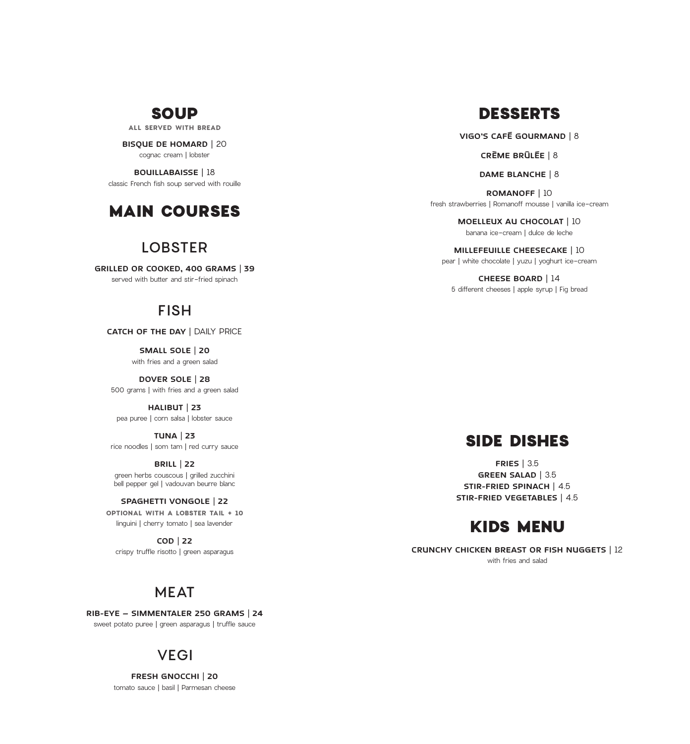# SOUP

**ALL SERVED WITH BREAD**

**BISQUE DE HOMARD** | 20
cognac cream | lobster

**BOUILLABAISSE** | 18
classic French fish soup served with rouille

# MAIN COURSES

## LOBSTER

**GRILLED OR COOKED, 400 GRAMS | 39**
served with butter and stir-fried spinach

## FISH

**CATCH OF THE DAY** | DAILY PRICE

**SMALL SOLE | 20**
with fries and a green salad

**DOVER SOLE | 28**
500 grams | with fries and a green salad

**HALIBUT | 23**
pea puree | corn salsa | lobster sauce

**TUNA | 23**
rice noodles | som tam | red curry sauce

**BRILL | 22**
green herbs couscous | grilled zucchini
bell pepper gel | vadouvan beurre blanc

**SPAGHETTI VONGOLE | 22**
**OPTIONAL WITH A LOBSTER TAIL + 10**
linguini | cherry tomato | sea lavender

**COD | 22**
crispy truffle risotto | green asparagus

## MEAT

**RIB-EYE – SIMMENTALER 250 GRAMS | 24**
sweet potato puree | green asparagus | truffle sauce

## VEGI

**FRESH GNOCCHI | 20**
tomato sauce | basil | Parmesan cheese

# DESSERTS

**VIGO'S CAFÉ GOURMAND** | 8

**CRÈME BRÛLÉE** | 8

**DAME BLANCHE** | 8

**ROMANOFF** | 10
fresh strawberries | Romanoff mousse | vanilla ice-cream

**MOELLEUX AU CHOCOLAT** | 10
banana ice-cream | dulce de leche

**MILLEFEUILLE CHEESECAKE** | 10
pear | white chocolate | yuzu | yoghurt ice-cream

**CHEESE BOARD** | 14
5 different cheeses | apple syrup | Fig bread

# SIDE DISHES

**FRIES** | 3.5
**GREEN SALAD** | 3.5
**STIR-FRIED SPINACH** | 4.5
**STIR-FRIED VEGETABLES** | 4.5

# KIDS MENU

**CRUNCHY CHICKEN BREAST OR FISH NUGGETS** | 12
with fries and salad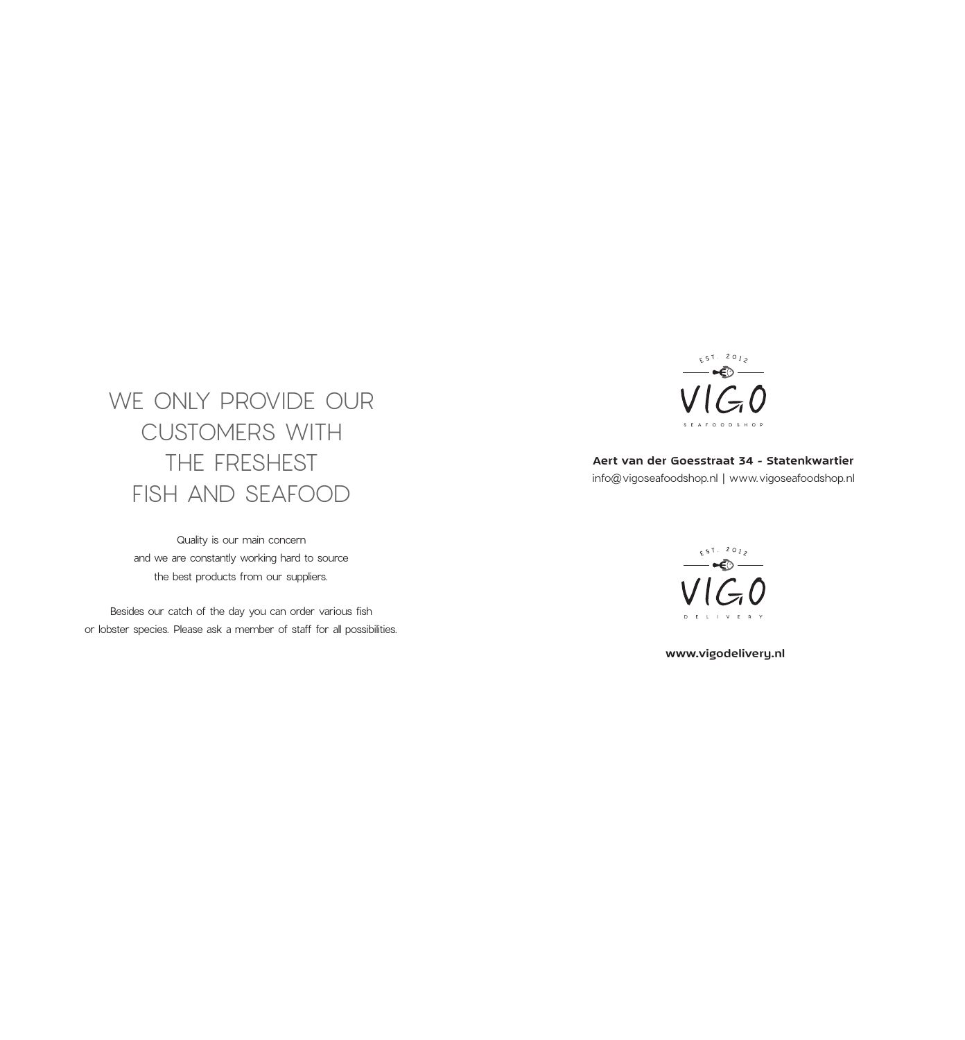# WE ONLY PROVIDE OUR CUSTOMERS WITH THE FRESHEST FISH AND SEAFOOD

Quality is our main concern
and we are constantly working hard to source
the best products from our suppliers.

Besides our catch of the day you can order various fish
or lobster species. Please ask a member of staff for all possibilities.

EST. 2012
VIGO
SEAFOODSHOP

**Aert van der Goesstraat 34 - Statenkwartier**
info@vigoseafoodshop.nl | www.vigoseafoodshop.nl

EST. 2012
VIGO
DELIVERY

**www.vigodelivery.nl**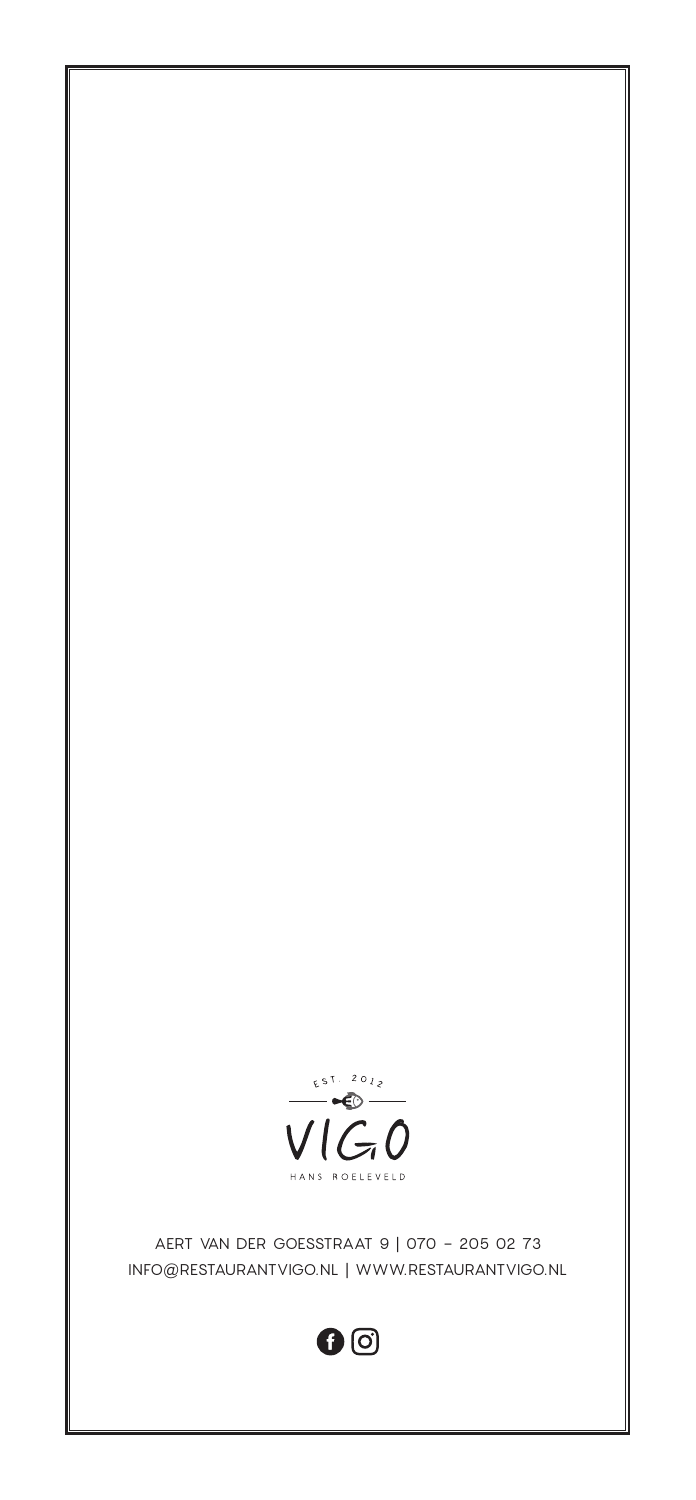EST. 2012

VIGO

HANS ROELEVELD

AERT VAN DER GOESSTRAAT 9 | 070 - 205 02 73
INFO@RESTAURANTVIGO.NL | WWW.RESTAURANTVIGO.NL